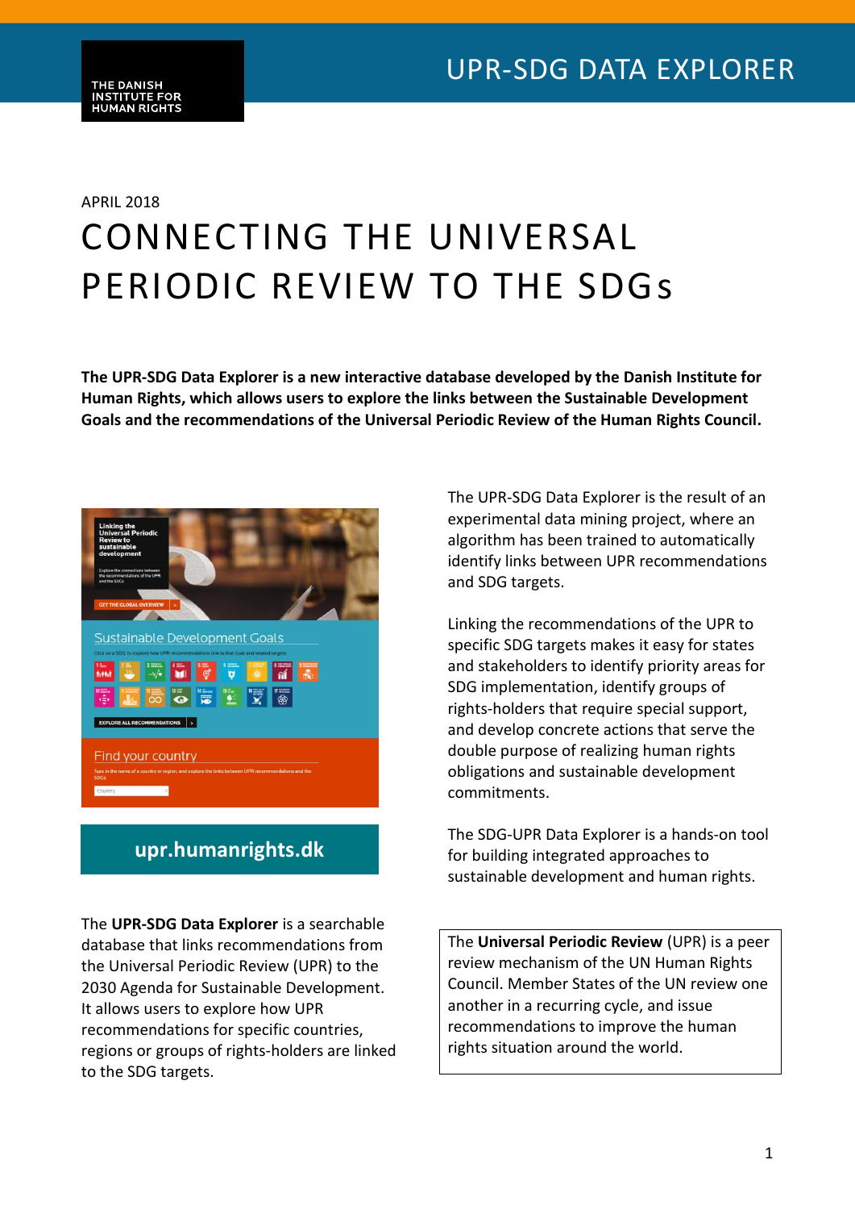THE DANISH INSTITUTE FOR HUMAN RIGHTS

UPR-SDG DATA EXPLORER

APRIL 2018

# CONNECTING THE UNIVERSAL PERIODIC REVIEW TO THE SDGs

**The UPR-SDG Data Explorer is a new interactive database developed by the Danish Institute for Human Rights, which allows users to explore the links between the Sustainable Development Goals and the recommendations of the Universal Periodic Review of the Human Rights Council.**

**upr.humanrights.dk**

The **UPR-SDG Data Explorer** is a searchable database that links recommendations from the Universal Periodic Review (UPR) to the 2030 Agenda for Sustainable Development. It allows users to explore how UPR recommendations for specific countries, regions or groups of rights-holders are linked to the SDG targets.

The UPR-SDG Data Explorer is the result of an experimental data mining project, where an algorithm has been trained to automatically identify links between UPR recommendations and SDG targets.

Linking the recommendations of the UPR to specific SDG targets makes it easy for states and stakeholders to identify priority areas for SDG implementation, identify groups of rights-holders that require special support, and develop concrete actions that serve the double purpose of realizing human rights obligations and sustainable development commitments.

The SDG-UPR Data Explorer is a hands-on tool for building integrated approaches to sustainable development and human rights.

The **Universal Periodic Review** (UPR) is a peer review mechanism of the UN Human Rights Council. Member States of the UN review one another in a recurring cycle, and issue recommendations to improve the human rights situation around the world.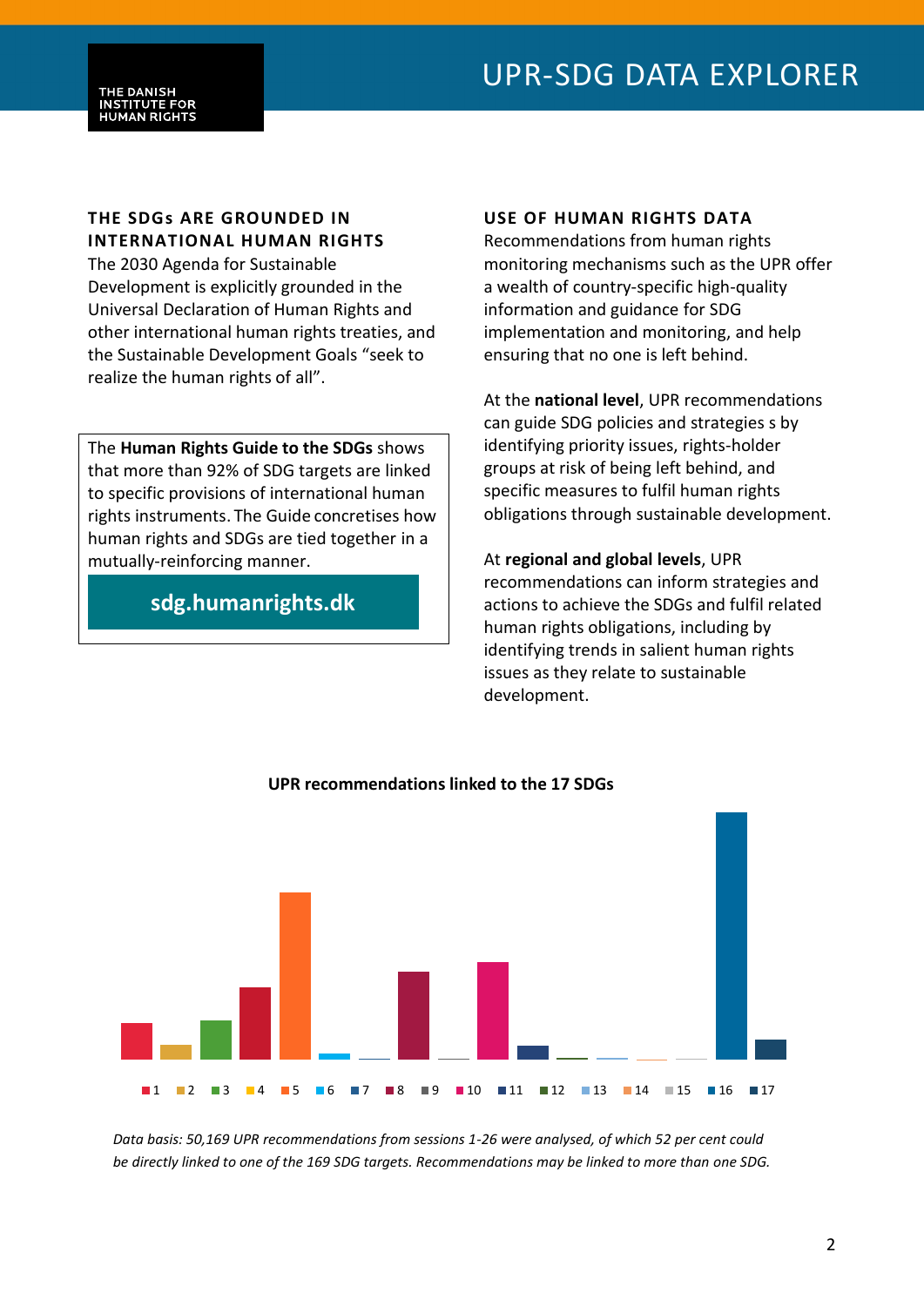# UPR-SDG DATA EXPLORER

THE DANISH INSTITUTE FOR HUMAN RIGHTS

## THE SDGs ARE GROUNDED IN INTERNATIONAL HUMAN RIGHTS

The 2030 Agenda for Sustainable Development is explicitly grounded in the Universal Declaration of Human Rights and other international human rights treaties, and the Sustainable Development Goals "seek to realize the human rights of all".

The **Human Rights Guide to the SDGs** shows that more than 92% of SDG targets are linked to specific provisions of international human rights instruments. The Guide concretises how human rights and SDGs are tied together in a mutually-reinforcing manner.

**sdg.humanrights.dk**

## USE OF HUMAN RIGHTS DATA

Recommendations from human rights monitoring mechanisms such as the UPR offer a wealth of country-specific high-quality information and guidance for SDG implementation and monitoring, and help ensuring that no one is left behind.

At the **national level**, UPR recommendations can guide SDG policies and strategies s by identifying priority issues, rights-holder groups at risk of being left behind, and specific measures to fulfil human rights obligations through sustainable development.

At **regional and global levels**, UPR recommendations can inform strategies and actions to achieve the SDGs and fulfil related human rights obligations, including by identifying trends in salient human rights issues as they relate to sustainable development.

**UPR recommendations linked to the 17 SDGs**

1 2 3 4 5 6 7 8 9 10 11 12 13 14 15 16 17

*Data basis: 50,169 UPR recommendations from sessions 1-26 were analysed, of which 52 per cent could be directly linked to one of the 169 SDG targets. Recommendations may be linked to more than one SDG.*